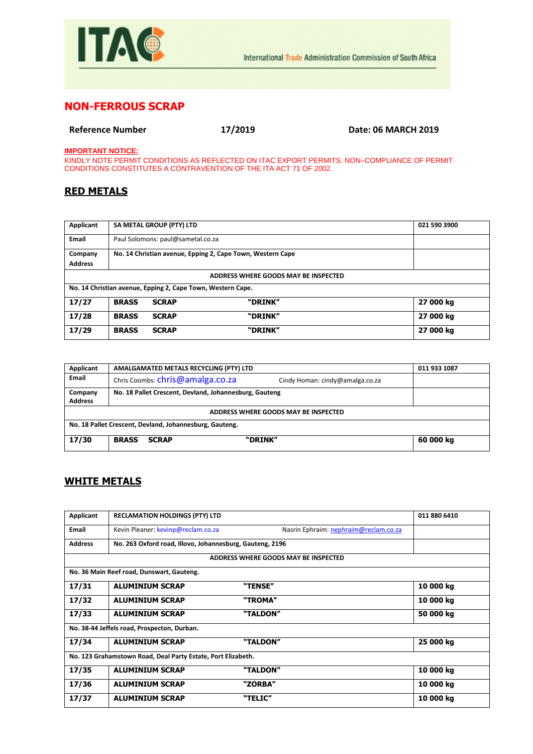ITAC

International Trade Administration Commission of South Africa

# NON-FERROUS SCRAP

**Reference Number** **17/2019** **Date: 06 MARCH 2019**

**IMPORTANT NOTICE:**
KINDLY NOTE PERMIT CONDITIONS AS REFLECTED ON ITAC EXPORT PERMITS. NON–COMPLIANCE OF PERMIT CONDITIONS CONSTITUTES A CONTRAVENTION OF THE ITA ACT 71 OF 2002.

## RED METALS

| Applicant | SA METAL GROUP (PTY) LTD | | 021 590 3900 |
|---|---|---|---|
| Email | Paul Solomons: paul@sametal.co.za | | |
| Company Address | No. 14 Christian avenue, Epping 2, Cape Town, Western Cape | | |
| ADDRESS WHERE GOODS MAY BE INSPECTED | | | |
| No. 14 Christian avenue, Epping 2, Cape Town, Western Cape. | | | |
| **17/27** | **BRASS SCRAP** | **"DRINK"** | **27 000 kg** |
| **17/28** | **BRASS SCRAP** | **"DRINK"** | **27 000 kg** |
| **17/29** | **BRASS SCRAP** | **"DRINK"** | **27 000 kg** |

| Applicant | AMALGAMATED METALS RECYCLING (PTY) LTD | | 011 933 1087 |
|---|---|---|---|
| Email | Chris Coombs: chris@amalga.co.za | Cindy Homan: cindy@amalga.co.za | |
| Company Address | No. 18 Pallet Crescent, Devland, Johannesburg, Gauteng | | |
| ADDRESS WHERE GOODS MAY BE INSPECTED | | | |
| No. 18 Pallet Crescent, Devland, Johannesburg, Gauteng. | | | |
| **17/30** | **BRASS SCRAP** | **"DRINK"** | **60 000 kg** |

## WHITE METALS

| Applicant | RECLAMATION HOLDINGS (PTY) LTD | | 011 880 6410 |
|---|---|---|---|
| Email | Kevin Pleaner: kevinp@reclam.co.za | Nasrin Ephraim: nephraim@reclam.co.za | |
| Address | No. 263 Oxford road, Illovo, Johannesburg, Gauteng, 2196 | | |
| ADDRESS WHERE GOODS MAY BE INSPECTED | | | |
| No. 36 Main Reef road, Dunswart, Gauteng. | | | |
| **17/31** | **ALUMINIUM SCRAP** | **"TENSE"** | **10 000 kg** |
| **17/32** | **ALUMINIUM SCRAP** | **"TROMA"** | **10 000 kg** |
| **17/33** | **ALUMINIUM SCRAP** | **"TALDON"** | **50 000 kg** |
| No. 38-44 Jeffels road, Prospecton, Durban. | | | |
| **17/34** | **ALUMINIUM SCRAP** | **"TALDON"** | **25 000 kg** |
| No. 123 Grahamstown Road, Deal Party Estate, Port Elizabeth. | | | |
| **17/35** | **ALUMINIUM SCRAP** | **"TALDON"** | **10 000 kg** |
| **17/36** | **ALUMINIUM SCRAP** | **"ZORBA"** | **10 000 kg** |
| **17/37** | **ALUMINIUM SCRAP** | **"TELIC"** | **10 000 kg** |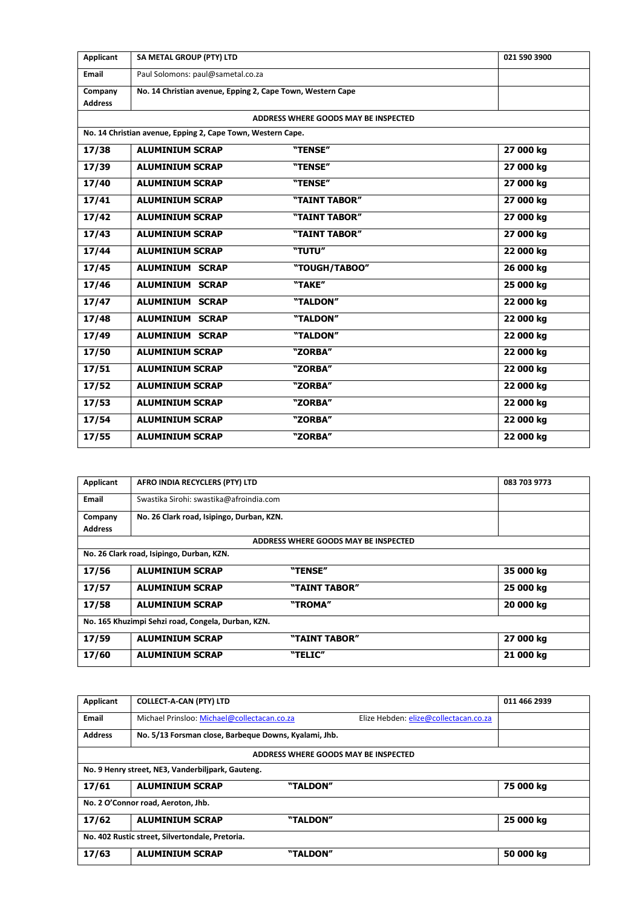| Applicant | SA METAL GROUP (PTY) LTD | | 021 590 3900 |
|---|---|---|---|
| Email | Paul Solomons: paul@sametal.co.za | | |
| Company Address | No. 14 Christian avenue, Epping 2, Cape Town, Western Cape | | |
| ADDRESS WHERE GOODS MAY BE INSPECTED | | | |
| No. 14 Christian avenue, Epping 2, Cape Town, Western Cape. | | | |
| **17/38** | **ALUMINIUM SCRAP** | **"TENSE"** | **27 000 kg** |
| **17/39** | **ALUMINIUM SCRAP** | **"TENSE"** | **27 000 kg** |
| **17/40** | **ALUMINIUM SCRAP** | **"TENSE"** | **27 000 kg** |
| **17/41** | **ALUMINIUM SCRAP** | **"TAINT TABOR"** | **27 000 kg** |
| **17/42** | **ALUMINIUM SCRAP** | **"TAINT TABOR"** | **27 000 kg** |
| **17/43** | **ALUMINIUM SCRAP** | **"TAINT TABOR"** | **27 000 kg** |
| **17/44** | **ALUMINIUM SCRAP** | **"TUTU"** | **22 000 kg** |
| **17/45** | **ALUMINIUM SCRAP** | **"TOUGH/TABOO"** | **26 000 kg** |
| **17/46** | **ALUMINIUM SCRAP** | **"TAKE"** | **25 000 kg** |
| **17/47** | **ALUMINIUM SCRAP** | **"TALDON"** | **22 000 kg** |
| **17/48** | **ALUMINIUM SCRAP** | **"TALDON"** | **22 000 kg** |
| **17/49** | **ALUMINIUM SCRAP** | **"TALDON"** | **22 000 kg** |
| **17/50** | **ALUMINIUM SCRAP** | **"ZORBA"** | **22 000 kg** |
| **17/51** | **ALUMINIUM SCRAP** | **"ZORBA"** | **22 000 kg** |
| **17/52** | **ALUMINIUM SCRAP** | **"ZORBA"** | **22 000 kg** |
| **17/53** | **ALUMINIUM SCRAP** | **"ZORBA"** | **22 000 kg** |
| **17/54** | **ALUMINIUM SCRAP** | **"ZORBA"** | **22 000 kg** |
| **17/55** | **ALUMINIUM SCRAP** | **"ZORBA"** | **22 000 kg** |

| Applicant | AFRO INDIA RECYCLERS (PTY) LTD | | 083 703 9773 |
|---|---|---|---|
| Email | Swastika Sirohi: swastika@afroindia.com | | |
| Company Address | No. 26 Clark road, Isipingo, Durban, KZN. | | |
| ADDRESS WHERE GOODS MAY BE INSPECTED | | | |
| No. 26 Clark road, Isipingo, Durban, KZN. | | | |
| **17/56** | **ALUMINIUM SCRAP** | **"TENSE"** | **35 000 kg** |
| **17/57** | **ALUMINIUM SCRAP** | **"TAINT TABOR"** | **25 000 kg** |
| **17/58** | **ALUMINIUM SCRAP** | **"TROMA"** | **20 000 kg** |
| No. 165 Khuzimpi Sehzi road, Congela, Durban, KZN. | | | |
| **17/59** | **ALUMINIUM SCRAP** | **"TAINT TABOR"** | **27 000 kg** |
| **17/60** | **ALUMINIUM SCRAP** | **"TELIC"** | **21 000 kg** |

| Applicant | COLLECT-A-CAN (PTY) LTD | | 011 466 2939 |
|---|---|---|---|
| Email | Michael Prinsloo: Michael@collectacan.co.za | Elize Hebden: elize@collectacan.co.za | |
| Address | No. 5/13 Forsman close, Barbeque Downs, Kyalami, Jhb. | | |
| ADDRESS WHERE GOODS MAY BE INSPECTED | | | |
| No. 9 Henry street, NE3, Vanderbiljpark, Gauteng. | | | |
| **17/61** | **ALUMINIUM SCRAP** | **"TALDON"** | **75 000 kg** |
| No. 2 O'Connor road, Aeroton, Jhb. | | | |
| **17/62** | **ALUMINIUM SCRAP** | **"TALDON"** | **25 000 kg** |
| No. 402 Rustic street, Silvertondale, Pretoria. | | | |
| **17/63** | **ALUMINIUM SCRAP** | **"TALDON"** | **50 000 kg** |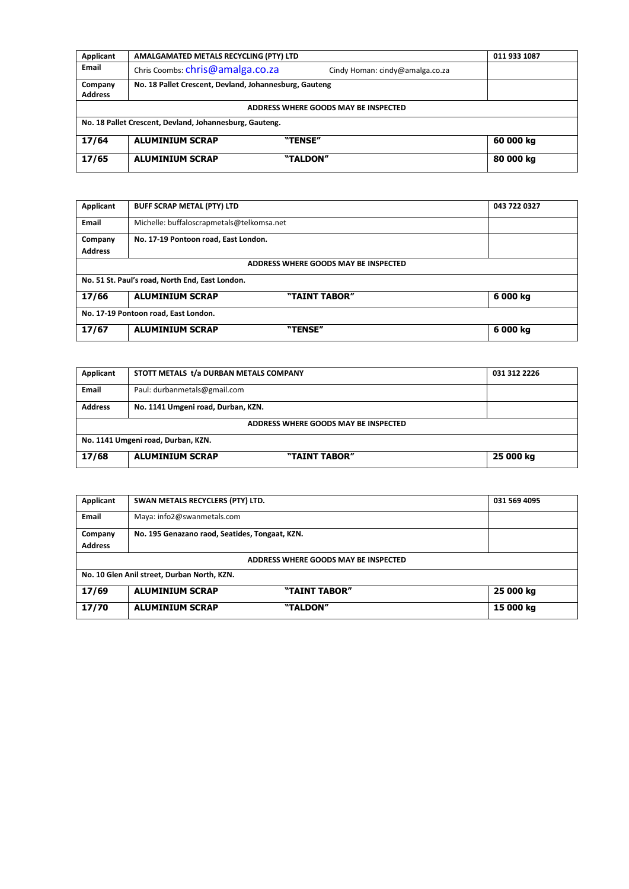| | | | |
|---|---|---|---|
| **Applicant** | **AMALGAMATED METALS RECYCLING (PTY) LTD** | | **011 933 1087** |
| **Email** | Chris Coombs: chris@amalga.co.za | Cindy Homan: cindy@amalga.co.za | |
| **Company Address** | **No. 18 Pallet Crescent, Devland, Johannesburg, Gauteng** | | |
| **ADDRESS WHERE GOODS MAY BE INSPECTED** | | | |
| **No. 18 Pallet Crescent, Devland, Johannesburg, Gauteng.** | | | |
| **17/64** | **ALUMINIUM SCRAP** | **"TENSE"** | **60 000 kg** |
| **17/65** | **ALUMINIUM SCRAP** | **"TALDON"** | **80 000 kg** |

| | | | |
|---|---|---|---|
| **Applicant** | **BUFF SCRAP METAL (PTY) LTD** | | **043 722 0327** |
| **Email** | Michelle: buffaloscrapmetals@telkomsa.net | | |
| **Company Address** | **No. 17-19 Pontoon road, East London.** | | |
| **ADDRESS WHERE GOODS MAY BE INSPECTED** | | | |
| **No. 51 St. Paul's road, North End, East London.** | | | |
| **17/66** | **ALUMINIUM SCRAP** | **"TAINT TABOR"** | **6 000 kg** |
| **No. 17-19 Pontoon road, East London.** | | | |
| **17/67** | **ALUMINIUM SCRAP** | **"TENSE"** | **6 000 kg** |

| | | | |
|---|---|---|---|
| **Applicant** | **STOTT METALS t/a DURBAN METALS COMPANY** | | **031 312 2226** |
| **Email** | Paul: durbanmetals@gmail.com | | |
| **Address** | **No. 1141 Umgeni road, Durban, KZN.** | | |
| **ADDRESS WHERE GOODS MAY BE INSPECTED** | | | |
| **No. 1141 Umgeni road, Durban, KZN.** | | | |
| **17/68** | **ALUMINIUM SCRAP** | **"TAINT TABOR"** | **25 000 kg** |

| | | | |
|---|---|---|---|
| **Applicant** | **SWAN METALS RECYCLERS (PTY) LTD.** | | **031 569 4095** |
| **Email** | Maya: info2@swanmetals.com | | |
| **Company Address** | **No. 195 Genazano raod, Seatides, Tongaat, KZN.** | | |
| **ADDRESS WHERE GOODS MAY BE INSPECTED** | | | |
| **No. 10 Glen Anil street, Durban North, KZN.** | | | |
| **17/69** | **ALUMINIUM SCRAP** | **"TAINT TABOR"** | **25 000 kg** |
| **17/70** | **ALUMINIUM SCRAP** | **"TALDON"** | **15 000 kg** |